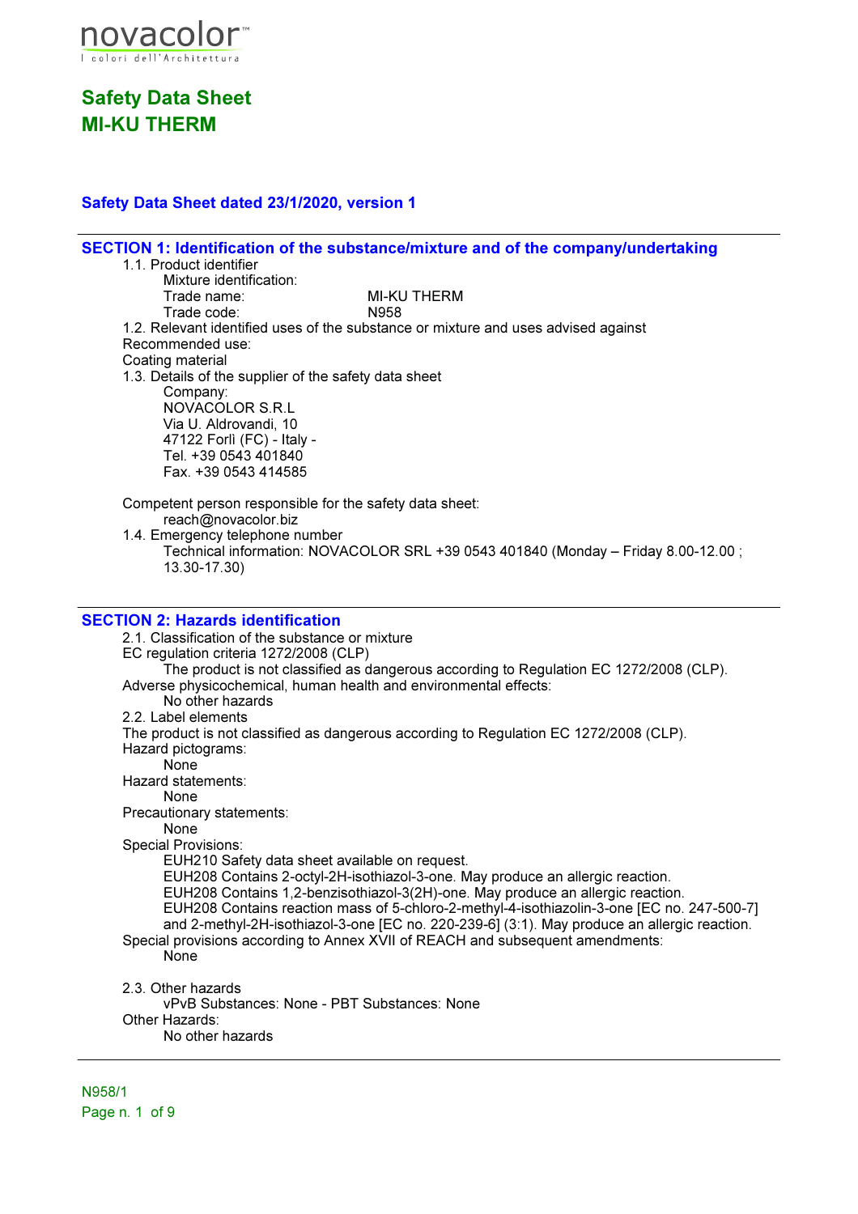novacolor™
I colori dell'Architettura

# Safety Data Sheet
# MI-KU THERM

### Safety Data Sheet dated 23/1/2020, version 1

## SECTION 1: Identification of the substance/mixture and of the company/undertaking

1.1. Product identifier
Mixture identification:
Trade name: MI-KU THERM
Trade code: N958

1.2. Relevant identified uses of the substance or mixture and uses advised against
Recommended use:
Coating material

1.3. Details of the supplier of the safety data sheet
Company:
NOVACOLOR S.R.L
Via U. Aldrovandi, 10
47122 Forlì (FC) - Italy -
Tel. +39 0543 401840
Fax. +39 0543 414585

Competent person responsible for the safety data sheet:
reach@novacolor.biz

1.4. Emergency telephone number
Technical information: NOVACOLOR SRL +39 0543 401840 (Monday – Friday 8.00-12.00 ; 13.30-17.30)

## SECTION 2: Hazards identification

2.1. Classification of the substance or mixture
EC regulation criteria 1272/2008 (CLP)
The product is not classified as dangerous according to Regulation EC 1272/2008 (CLP).
Adverse physicochemical, human health and environmental effects:
No other hazards

2.2. Label elements
The product is not classified as dangerous according to Regulation EC 1272/2008 (CLP).
Hazard pictograms:
None
Hazard statements:
None
Precautionary statements:
None
Special Provisions:
EUH210 Safety data sheet available on request.
EUH208 Contains 2-octyl-2H-isothiazol-3-one. May produce an allergic reaction.
EUH208 Contains 1,2-benzisothiazol-3(2H)-one. May produce an allergic reaction.
EUH208 Contains reaction mass of 5-chloro-2-methyl-4-isothiazolin-3-one [EC no. 247-500-7] and 2-methyl-2H-isothiazol-3-one [EC no. 220-239-6] (3:1). May produce an allergic reaction.
Special provisions according to Annex XVII of REACH and subsequent amendments:
None

2.3. Other hazards
vPvB Substances: None - PBT Substances: None
Other Hazards:
No other hazards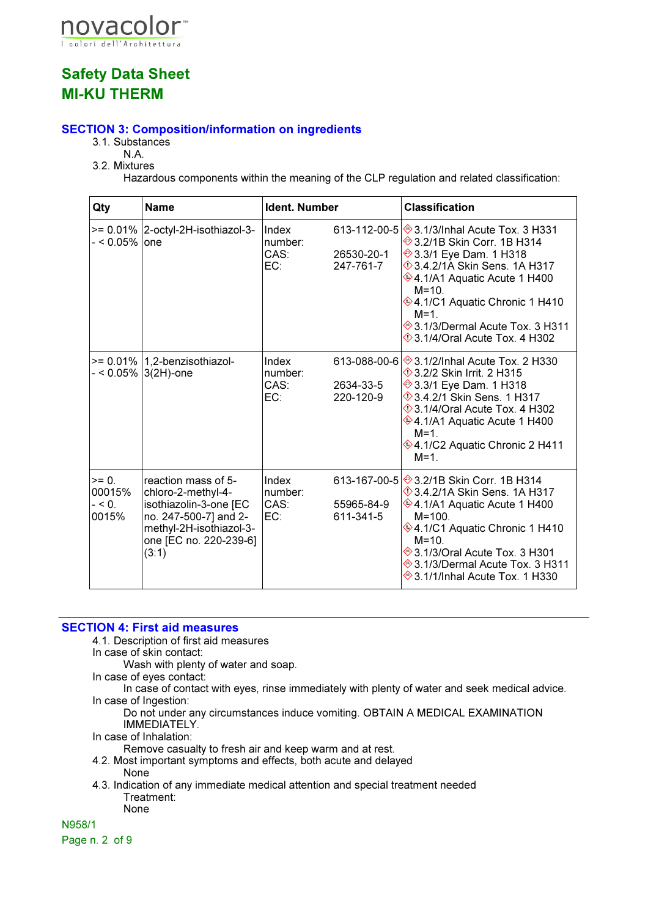## SECTION 3: Composition/information on ingredients

3.1. Substances

N.A.

3.2. Mixtures

Hazardous components within the meaning of the CLP regulation and related classification:

| Qty | Name | Ident. Number | Classification |
|---|---|---|---|
| >= 0.01% - < 0.05% | 2-octyl-2H-isothiazol-3-one | Index number: 613-112-00-5<br>CAS: 26530-20-1<br>EC: 247-761-7 | 3.1/3/Inhal Acute Tox. 3 H331<br>3.2/1B Skin Corr. 1B H314<br>3.3/1 Eye Dam. 1 H318<br>3.4.2/1A Skin Sens. 1A H317<br>4.1/A1 Aquatic Acute 1 H400 M=10.<br>4.1/C1 Aquatic Chronic 1 H410 M=1.<br>3.1/3/Dermal Acute Tox. 3 H311<br>3.1/4/Oral Acute Tox. 4 H302 |
| >= 0.01% - < 0.05% | 1,2-benzisothiazol-3(2H)-one | Index number: 613-088-00-6<br>CAS: 2634-33-5<br>EC: 220-120-9 | 3.1/2/Inhal Acute Tox. 2 H330<br>3.2/2 Skin Irrit. 2 H315<br>3.3/1 Eye Dam. 1 H318<br>3.4.2/1 Skin Sens. 1 H317<br>3.1/4/Oral Acute Tox. 4 H302<br>4.1/A1 Aquatic Acute 1 H400 M=1.<br>4.1/C2 Aquatic Chronic 2 H411 M=1. |
| >= 0.00015% - < 0.0015% | reaction mass of 5-chloro-2-methyl-4-isothiazolin-3-one [EC no. 247-500-7] and 2-methyl-2H-isothiazol-3-one [EC no. 220-239-6] (3:1) | Index number: 613-167-00-5<br>CAS: 55965-84-9<br>EC: 611-341-5 | 3.2/1B Skin Corr. 1B H314<br>3.4.2/1A Skin Sens. 1A H317<br>4.1/A1 Aquatic Acute 1 H400 M=100.<br>4.1/C1 Aquatic Chronic 1 H410 M=10.<br>3.1/3/Oral Acute Tox. 3 H301<br>3.1/3/Dermal Acute Tox. 3 H311<br>3.1/1/Inhal Acute Tox. 1 H330 |

## SECTION 4: First aid measures

4.1. Description of first aid measures

In case of skin contact:

Wash with plenty of water and soap.

In case of eyes contact:

In case of contact with eyes, rinse immediately with plenty of water and seek medical advice.

In case of Ingestion:

Do not under any circumstances induce vomiting. OBTAIN A MEDICAL EXAMINATION IMMEDIATELY.

In case of Inhalation:

Remove casualty to fresh air and keep warm and at rest.

4.2. Most important symptoms and effects, both acute and delayed

None

4.3. Indication of any immediate medical attention and special treatment needed

Treatment:

None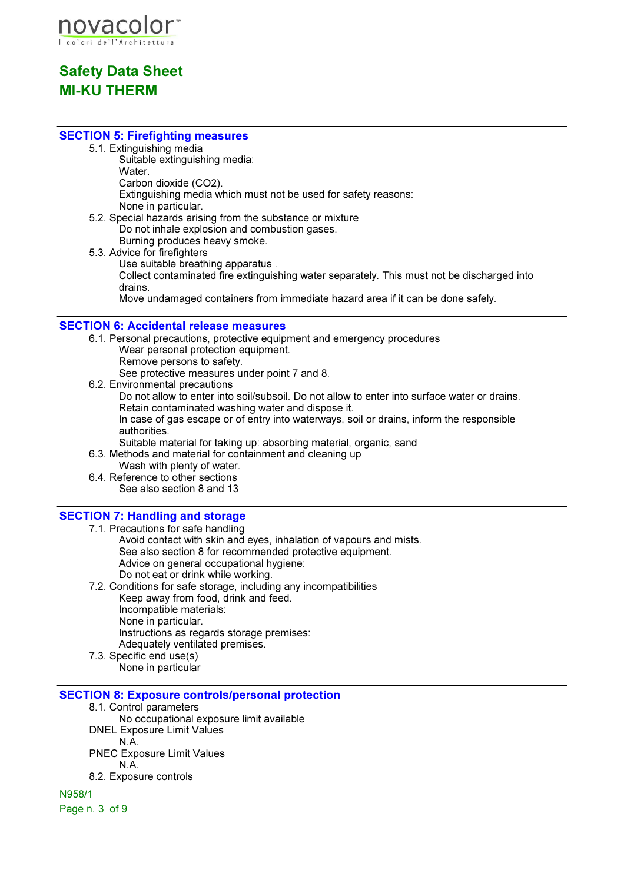## SECTION 5: Firefighting measures

5.1. Extinguishing media

Suitable extinguishing media:
Water.
Carbon dioxide ($CO_2$).
Extinguishing media which must not be used for safety reasons:
None in particular.

5.2. Special hazards arising from the substance or mixture

Do not inhale explosion and combustion gases.
Burning produces heavy smoke.

5.3. Advice for firefighters

Use suitable breathing apparatus .
Collect contaminated fire extinguishing water separately. This must not be discharged into drains.
Move undamaged containers from immediate hazard area if it can be done safely.

## SECTION 6: Accidental release measures

6.1. Personal precautions, protective equipment and emergency procedures

Wear personal protection equipment.
Remove persons to safety.
See protective measures under point 7 and 8.

6.2. Environmental precautions

Do not allow to enter into soil/subsoil. Do not allow to enter into surface water or drains.
Retain contaminated washing water and dispose it.
In case of gas escape or of entry into waterways, soil or drains, inform the responsible authorities.
Suitable material for taking up: absorbing material, organic, sand

6.3. Methods and material for containment and cleaning up

Wash with plenty of water.

6.4. Reference to other sections

See also section 8 and 13

## SECTION 7: Handling and storage

7.1. Precautions for safe handling

Avoid contact with skin and eyes, inhalation of vapours and mists.
See also section 8 for recommended protective equipment.
Advice on general occupational hygiene:
Do not eat or drink while working.

7.2. Conditions for safe storage, including any incompatibilities

Keep away from food, drink and feed.
Incompatible materials:
None in particular.
Instructions as regards storage premises:
Adequately ventilated premises.

7.3. Specific end use(s)

None in particular

## SECTION 8: Exposure controls/personal protection

8.1. Control parameters

No occupational exposure limit available

DNEL Exposure Limit Values

N.A.

PNEC Exposure Limit Values

N.A.

8.2. Exposure controls

N958/1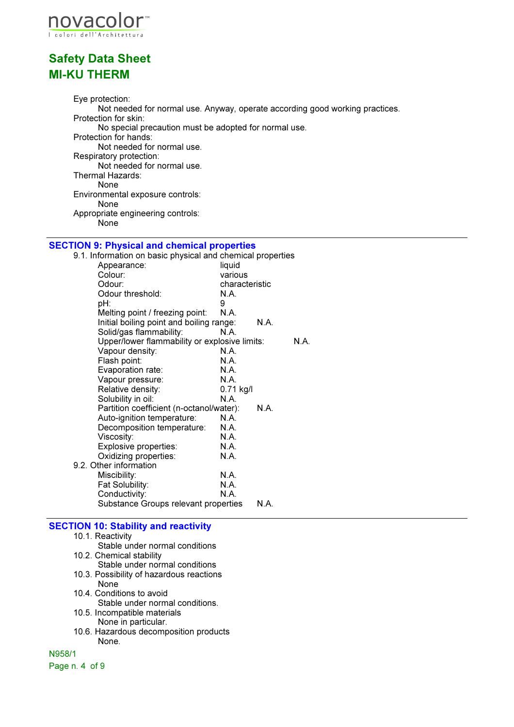Eye protection:

Not needed for normal use. Anyway, operate according good working practices.

Protection for skin:

No special precaution must be adopted for normal use.

Protection for hands:

Not needed for normal use.

Respiratory protection:

Not needed for normal use.

Thermal Hazards:

None

Environmental exposure controls:

None

Appropriate engineering controls:

None

## SECTION 9: Physical and chemical properties

9.1. Information on basic physical and chemical properties

| | |
|---|---|
| Appearance: | liquid |
| Colour: | various |
| Odour: | characteristic |
| Odour threshold: | N.A. |
| pH: | 9 |
| Melting point / freezing point: | N.A. |
| Initial boiling point and boiling range: | N.A. |
| Solid/gas flammability: | N.A. |
| Upper/lower flammability or explosive limits: | N.A. |
| Vapour density: | N.A. |
| Flash point: | N.A. |
| Evaporation rate: | N.A. |
| Vapour pressure: | N.A. |
| Relative density: | 0.71 kg/l |
| Solubility in oil: | N.A. |
| Partition coefficient (n-octanol/water): | N.A. |
| Auto-ignition temperature: | N.A. |
| Decomposition temperature: | N.A. |
| Viscosity: | N.A. |
| Explosive properties: | N.A. |
| Oxidizing properties: | N.A. |

9.2. Other information

| | |
|---|---|
| Miscibility: | N.A. |
| Fat Solubility: | N.A. |
| Conductivity: | N.A. |
| Substance Groups relevant properties | N.A. |

## SECTION 10: Stability and reactivity

10.1. Reactivity

Stable under normal conditions

10.2. Chemical stability

Stable under normal conditions

10.3. Possibility of hazardous reactions

None

10.4. Conditions to avoid

Stable under normal conditions.

10.5. Incompatible materials

None in particular.

10.6. Hazardous decomposition products

None.

N958/1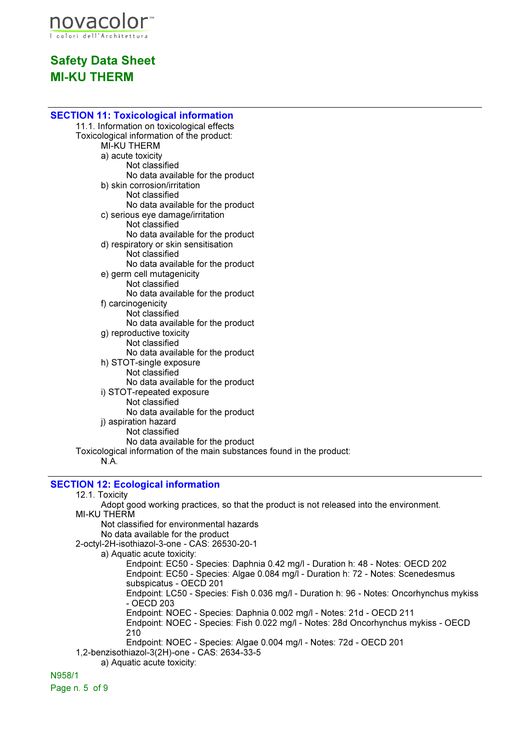## SECTION 11: Toxicological information

11.1. Information on toxicological effects

Toxicological information of the product:

MI-KU THERM

a) acute toxicity
 Not classified
 No data available for the product

b) skin corrosion/irritation
 Not classified
 No data available for the product

c) serious eye damage/irritation
 Not classified
 No data available for the product

d) respiratory or skin sensitisation
 Not classified
 No data available for the product

e) germ cell mutagenicity
 Not classified
 No data available for the product

f) carcinogenicity
 Not classified
 No data available for the product

g) reproductive toxicity
 Not classified
 No data available for the product

h) STOT-single exposure
 Not classified
 No data available for the product

i) STOT-repeated exposure
 Not classified
 No data available for the product

j) aspiration hazard
 Not classified
 No data available for the product

Toxicological information of the main substances found in the product:

N.A.

## SECTION 12: Ecological information

12.1. Toxicity

Adopt good working practices, so that the product is not released into the environment.

MI-KU THERM

Not classified for environmental hazards
No data available for the product

2-octyl-2H-isothiazol-3-one - CAS: 26530-20-1

a) Aquatic acute toxicity:

Endpoint: EC50 - Species: Daphnia 0.42 mg/l - Duration h: 48 - Notes: OECD 202
Endpoint: EC50 - Species: Algae 0.084 mg/l - Duration h: 72 - Notes: Scenedesmus subspicatus - OECD 201
Endpoint: LC50 - Species: Fish 0.036 mg/l - Duration h: 96 - Notes: Oncorhynchus mykiss - OECD 203
Endpoint: NOEC - Species: Daphnia 0.002 mg/l - Notes: 21d - OECD 211
Endpoint: NOEC - Species: Fish 0.022 mg/l - Notes: 28d Oncorhynchus mykiss - OECD 210
Endpoint: NOEC - Species: Algae 0.004 mg/l - Notes: 72d - OECD 201

1,2-benzisothiazol-3(2H)-one - CAS: 2634-33-5

a) Aquatic acute toxicity:

N958/1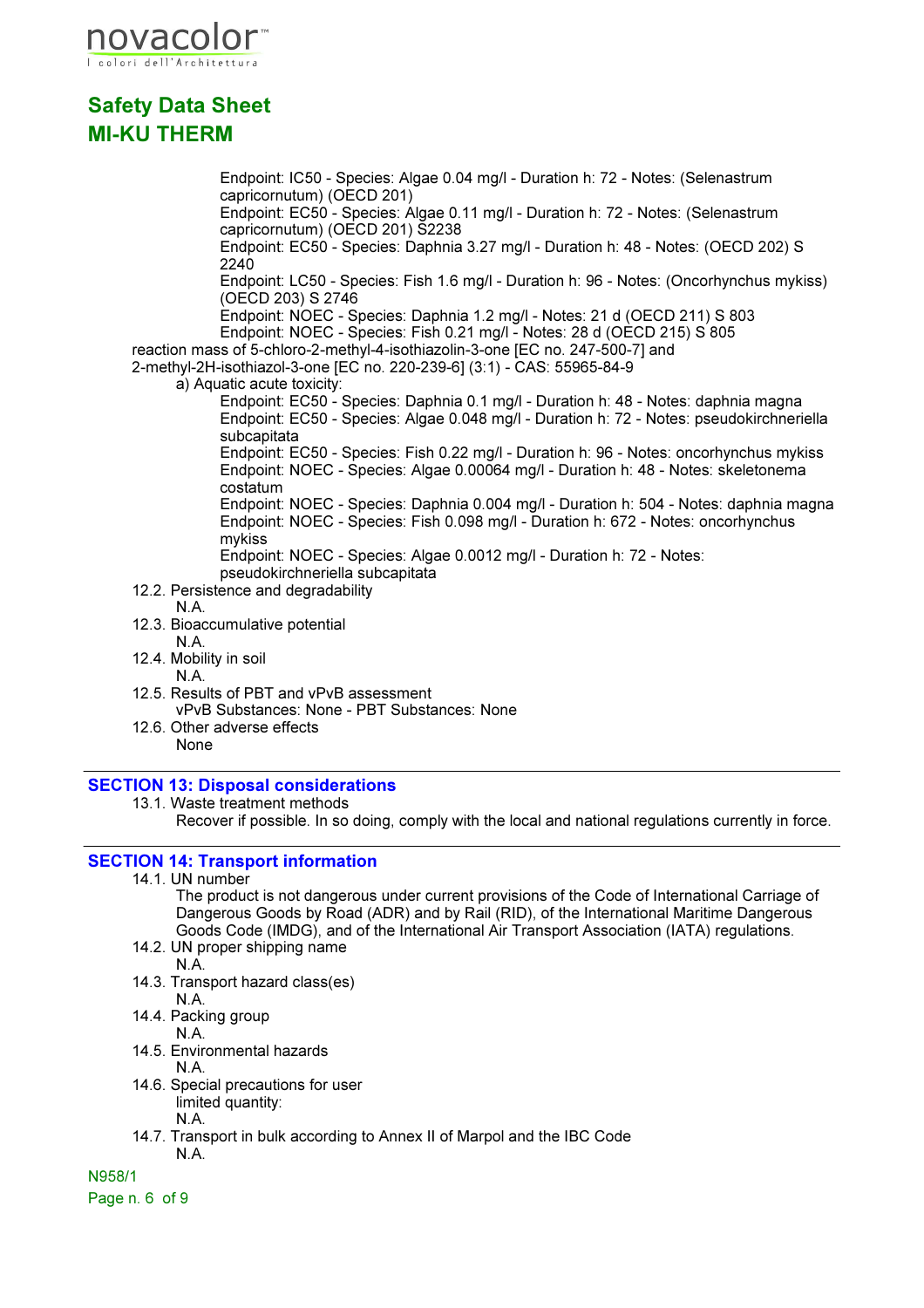Endpoint: IC50 - Species: Algae 0.04 mg/l - Duration h: 72 - Notes: (Selenastrum capricornutum) (OECD 201)
Endpoint: EC50 - Species: Algae 0.11 mg/l - Duration h: 72 - Notes: (Selenastrum capricornutum) (OECD 201) S2238
Endpoint: EC50 - Species: Daphnia 3.27 mg/l - Duration h: 48 - Notes: (OECD 202) S 2240
Endpoint: LC50 - Species: Fish 1.6 mg/l - Duration h: 96 - Notes: (Oncorhynchus mykiss) (OECD 203) S 2746
Endpoint: NOEC - Species: Daphnia 1.2 mg/l - Notes: 21 d (OECD 211) S 803
Endpoint: NOEC - Species: Fish 0.21 mg/l - Notes: 28 d (OECD 215) S 805

reaction mass of 5-chloro-2-methyl-4-isothiazolin-3-one [EC no. 247-500-7] and 2-methyl-2H-isothiazol-3-one [EC no. 220-239-6] (3:1) - CAS: 55965-84-9

a) Aquatic acute toxicity:

Endpoint: EC50 - Species: Daphnia 0.1 mg/l - Duration h: 48 - Notes: daphnia magna
Endpoint: EC50 - Species: Algae 0.048 mg/l - Duration h: 72 - Notes: pseudokirchneriella subcapitata
Endpoint: EC50 - Species: Fish 0.22 mg/l - Duration h: 96 - Notes: oncorhynchus mykiss
Endpoint: NOEC - Species: Algae 0.00064 mg/l - Duration h: 48 - Notes: skeletonema costatum
Endpoint: NOEC - Species: Daphnia 0.004 mg/l - Duration h: 504 - Notes: daphnia magna
Endpoint: NOEC - Species: Fish 0.098 mg/l - Duration h: 672 - Notes: oncorhynchus mykiss
Endpoint: NOEC - Species: Algae 0.0012 mg/l - Duration h: 72 - Notes: pseudokirchneriella subcapitata

12.2. Persistence and degradability
N.A.

12.3. Bioaccumulative potential
N.A.

12.4. Mobility in soil
N.A.

12.5. Results of PBT and vPvB assessment
vPvB Substances: None - PBT Substances: None

12.6. Other adverse effects
None

## SECTION 13: Disposal considerations

13.1. Waste treatment methods
Recover if possible. In so doing, comply with the local and national regulations currently in force.

## SECTION 14: Transport information

14.1. UN number
The product is not dangerous under current provisions of the Code of International Carriage of Dangerous Goods by Road (ADR) and by Rail (RID), of the International Maritime Dangerous Goods Code (IMDG), and of the International Air Transport Association (IATA) regulations.

14.2. UN proper shipping name
N.A.

14.3. Transport hazard class(es)
N.A.

14.4. Packing group
N.A.

14.5. Environmental hazards
N.A.

14.6. Special precautions for user
limited quantity:
N.A.

14.7. Transport in bulk according to Annex II of Marpol and the IBC Code
N.A.

N958/1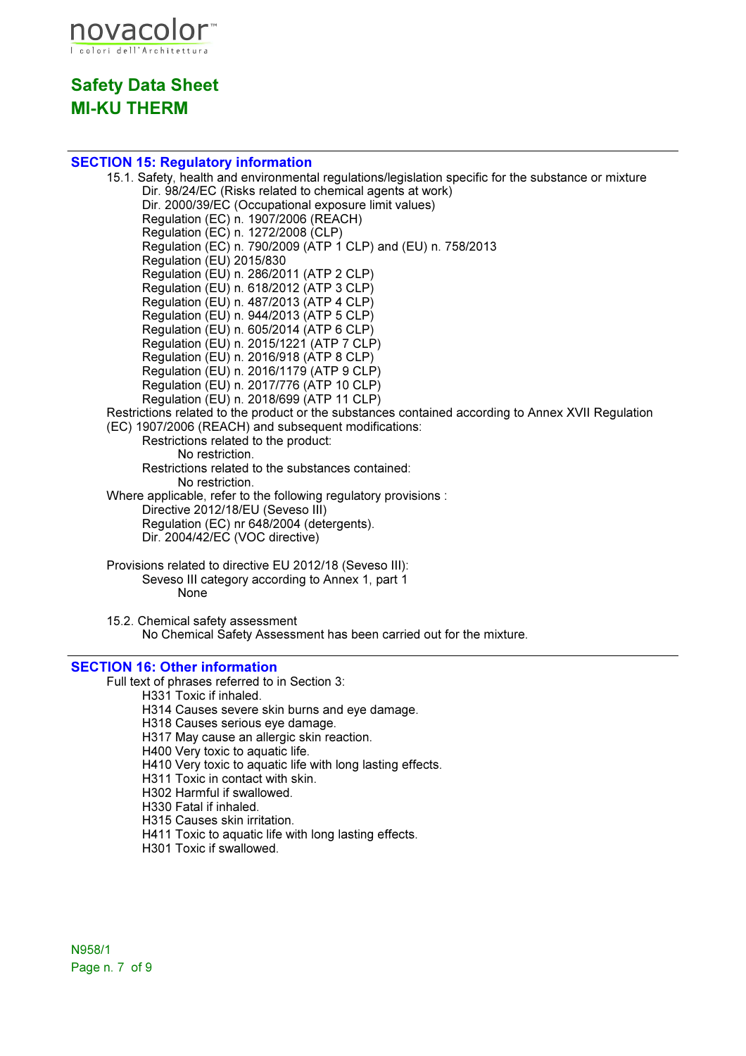## SECTION 15: Regulatory information

15.1. Safety, health and environmental regulations/legislation specific for the substance or mixture

- Dir. 98/24/EC (Risks related to chemical agents at work)
- Dir. 2000/39/EC (Occupational exposure limit values)
- Regulation (EC) n. 1907/2006 (REACH)
- Regulation (EC) n. 1272/2008 (CLP)
- Regulation (EC) n. 790/2009 (ATP 1 CLP) and (EU) n. 758/2013
- Regulation (EU) 2015/830
- Regulation (EU) n. 286/2011 (ATP 2 CLP)
- Regulation (EU) n. 618/2012 (ATP 3 CLP)
- Regulation (EU) n. 487/2013 (ATP 4 CLP)
- Regulation (EU) n. 944/2013 (ATP 5 CLP)
- Regulation (EU) n. 605/2014 (ATP 6 CLP)
- Regulation (EU) n. 2015/1221 (ATP 7 CLP)
- Regulation (EU) n. 2016/918 (ATP 8 CLP)
- Regulation (EU) n. 2016/1179 (ATP 9 CLP)
- Regulation (EU) n. 2017/776 (ATP 10 CLP)
- Regulation (EU) n. 2018/699 (ATP 11 CLP)

Restrictions related to the product or the substances contained according to Annex XVII Regulation (EC) 1907/2006 (REACH) and subsequent modifications:

- Restrictions related to the product:
  - No restriction.
- Restrictions related to the substances contained:
  - No restriction.

Where applicable, refer to the following regulatory provisions :

- Directive 2012/18/EU (Seveso III)
- Regulation (EC) nr 648/2004 (detergents).
- Dir. 2004/42/EC (VOC directive)

Provisions related to directive EU 2012/18 (Seveso III):

- Seveso III category according to Annex 1, part 1
  - None

15.2. Chemical safety assessment

No Chemical Safety Assessment has been carried out for the mixture.

## SECTION 16: Other information

Full text of phrases referred to in Section 3:

- H331 Toxic if inhaled.
- H314 Causes severe skin burns and eye damage.
- H318 Causes serious eye damage.
- H317 May cause an allergic skin reaction.
- H400 Very toxic to aquatic life.
- H410 Very toxic to aquatic life with long lasting effects.
- H311 Toxic in contact with skin.
- H302 Harmful if swallowed.
- H330 Fatal if inhaled.
- H315 Causes skin irritation.
- H411 Toxic to aquatic life with long lasting effects.
- H301 Toxic if swallowed.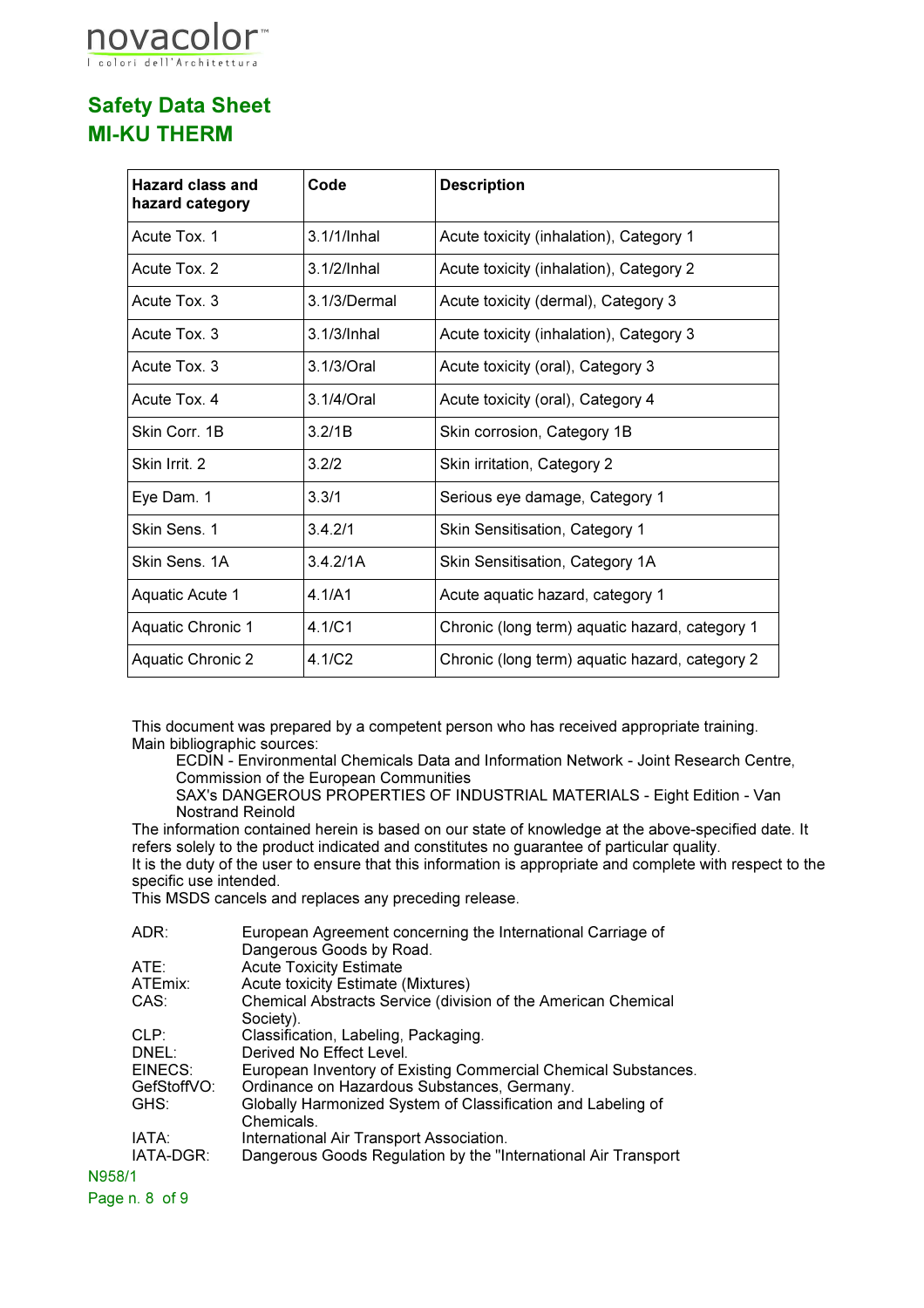| Hazard class and hazard category | Code | Description |
|---|---|---|
| Acute Tox. 1 | 3.1/1/Inhal | Acute toxicity (inhalation), Category 1 |
| Acute Tox. 2 | 3.1/2/Inhal | Acute toxicity (inhalation), Category 2 |
| Acute Tox. 3 | 3.1/3/Dermal | Acute toxicity (dermal), Category 3 |
| Acute Tox. 3 | 3.1/3/Inhal | Acute toxicity (inhalation), Category 3 |
| Acute Tox. 3 | 3.1/3/Oral | Acute toxicity (oral), Category 3 |
| Acute Tox. 4 | 3.1/4/Oral | Acute toxicity (oral), Category 4 |
| Skin Corr. 1B | 3.2/1B | Skin corrosion, Category 1B |
| Skin Irrit. 2 | 3.2/2 | Skin irritation, Category 2 |
| Eye Dam. 1 | 3.3/1 | Serious eye damage, Category 1 |
| Skin Sens. 1 | 3.4.2/1 | Skin Sensitisation, Category 1 |
| Skin Sens. 1A | 3.4.2/1A | Skin Sensitisation, Category 1A |
| Aquatic Acute 1 | 4.1/A1 | Acute aquatic hazard, category 1 |
| Aquatic Chronic 1 | 4.1/C1 | Chronic (long term) aquatic hazard, category 1 |
| Aquatic Chronic 2 | 4.1/C2 | Chronic (long term) aquatic hazard, category 2 |

This document was prepared by a competent person who has received appropriate training.
Main bibliographic sources:

ECDIN - Environmental Chemicals Data and Information Network - Joint Research Centre, Commission of the European Communities

SAX's DANGEROUS PROPERTIES OF INDUSTRIAL MATERIALS - Eight Edition - Van Nostrand Reinold

The information contained herein is based on our state of knowledge at the above-specified date. It refers solely to the product indicated and constitutes no guarantee of particular quality.
It is the duty of the user to ensure that this information is appropriate and complete with respect to the specific use intended.
This MSDS cancels and replaces any preceding release.

ADR: European Agreement concerning the International Carriage of Dangerous Goods by Road.
ATE: Acute Toxicity Estimate
ATEmix: Acute toxicity Estimate (Mixtures)
CAS: Chemical Abstracts Service (division of the American Chemical Society).
CLP: Classification, Labeling, Packaging.
DNEL: Derived No Effect Level.
EINECS: European Inventory of Existing Commercial Chemical Substances.
GefStoffVO: Ordinance on Hazardous Substances, Germany.
GHS: Globally Harmonized System of Classification and Labeling of Chemicals.
IATA: International Air Transport Association.
IATA-DGR: Dangerous Goods Regulation by the "International Air Transport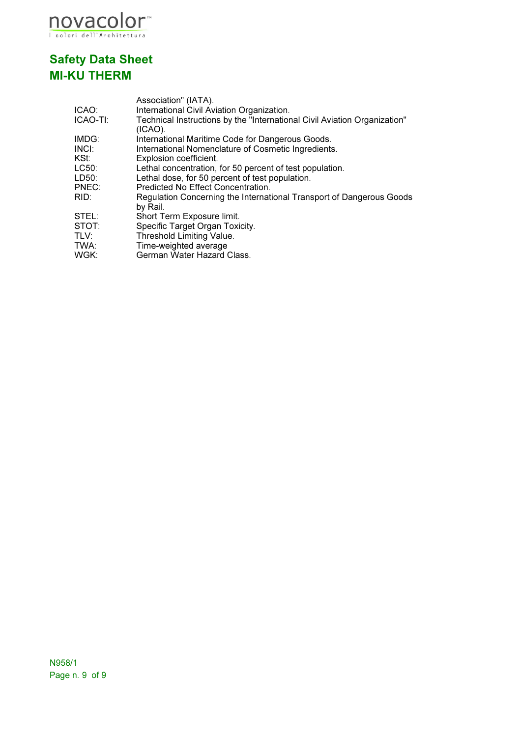Association" (IATA).

| | |
|---|---|
| ICAO: | International Civil Aviation Organization. |
| ICAO-TI: | Technical Instructions by the "International Civil Aviation Organization" (ICAO). |
| IMDG: | International Maritime Code for Dangerous Goods. |
| INCI: | International Nomenclature of Cosmetic Ingredients. |
| KSt: | Explosion coefficient. |
| LC50: | Lethal concentration, for 50 percent of test population. |
| LD50: | Lethal dose, for 50 percent of test population. |
| PNEC: | Predicted No Effect Concentration. |
| RID: | Regulation Concerning the International Transport of Dangerous Goods by Rail. |
| STEL: | Short Term Exposure limit. |
| STOT: | Specific Target Organ Toxicity. |
| TLV: | Threshold Limiting Value. |
| TWA: | Time-weighted average |
| WGK: | German Water Hazard Class. |